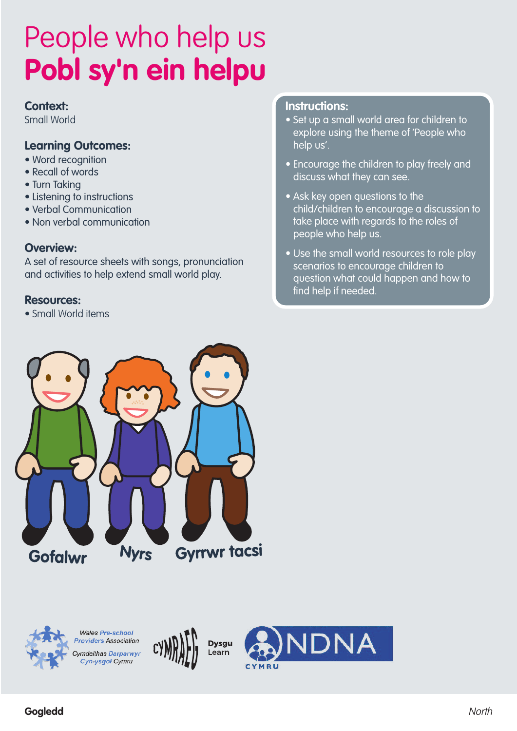# People who help us
# **Pobl sy'n ein helpu**

**Context:**
Small World

**Learning Outcomes:**
- Word recognition
- Recall of words
- Turn Taking
- Listening to instructions
- Verbal Communication
- Non verbal communication

**Overview:**
A set of resource sheets with songs, pronunciation and activities to help extend small world play.

**Resources:**
- Small World items

**Instructions:**
- Set up a small world area for children to explore using the theme of 'People who help us'.
- Encourage the children to play freely and discuss what they can see.
- Ask key open questions to the child/children to encourage a discussion to take place with regards to the roles of people who help us.
- Use the small world resources to role play scenarios to encourage children to question what could happen and how to find help if needed.

Gofalwr    Nyrs    Gyrrwr tacsi

Wales Pre-school Providers Association
Cymdeithas Darparwyr Cyn-ysgol Cymru

CYMRAEG Dysgu Learn

NDNA CYMRU

Gogledd    North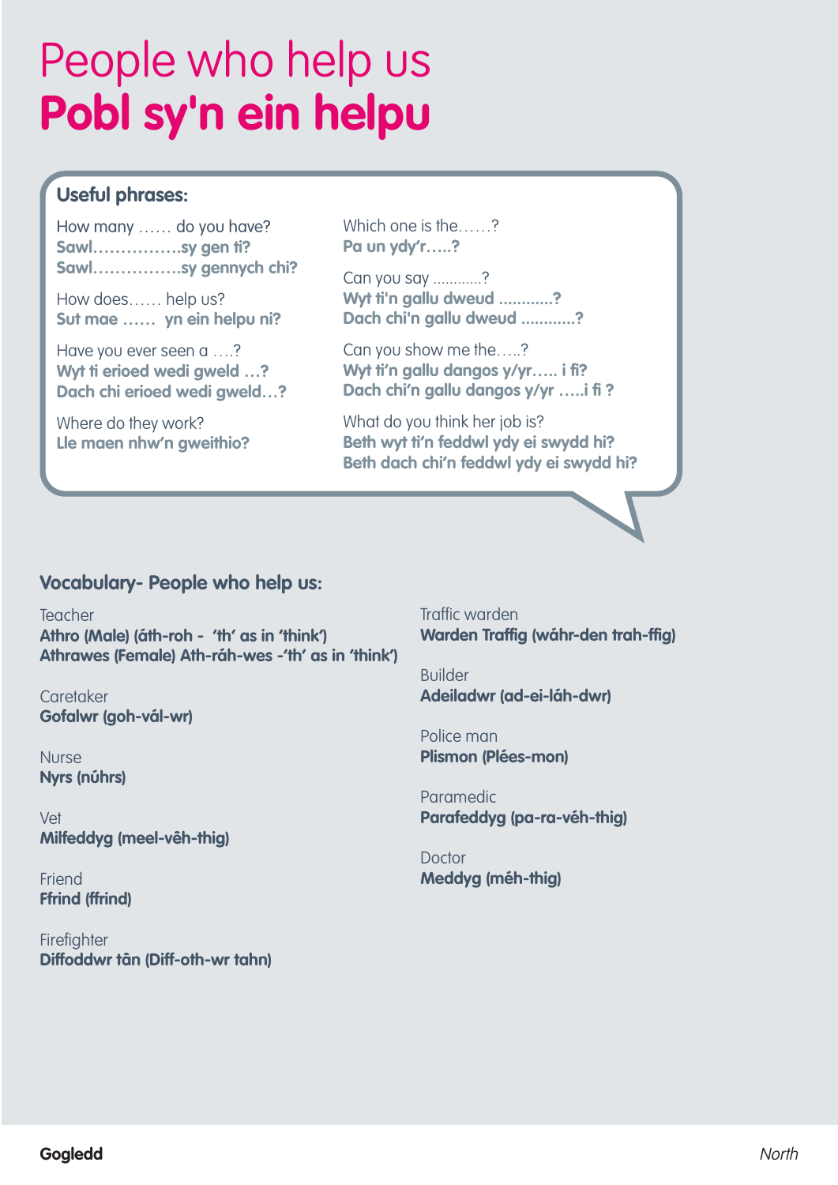# People who help us
# **Pobl sy'n ein helpu**

## Useful phrases:

How many …… do you have?
**Sawl…………….sy gen ti?**
**Sawl…………….sy gennych chi?**

How does…… help us?
**Sut mae …… yn ein helpu ni?**

Have you ever seen a ….?
**Wyt ti erioed wedi gweld …?**
**Dach chi erioed wedi gweld…?**

Where do they work?
**Lle maen nhw'n gweithio?**

Which one is the……?
**Pa un ydy'r…..?**

Can you say ………..?
**Wyt ti'n gallu dweud ………..?**
**Dach chi'n gallu dweud ………..?**

Can you show me the…..?
**Wyt ti'n gallu dangos y/yr….. i fi?**
**Dach chi'n gallu dangos y/yr …..i fi ?**

What do you think her job is?
**Beth wyt ti'n feddwl ydy ei swydd hi?**
**Beth dach chi'n feddwl ydy ei swydd hi?**

## Vocabulary- People who help us:

Teacher
**Athro (Male) (áth-roh - 'th' as in 'think')**
**Athrawes (Female) Ath-ráh-wes -'th' as in 'think')**

Caretaker
**Gofalwr (goh-vál-wr)**

Nurse
**Nyrs (núhrs)**

Vet
**Milfeddyg (meel-vêh-thig)**

Friend
**Ffrind (ffrind)**

Firefighter
**Diffoddwr tân (Diff-oth-wr tahn)**

Traffic warden
**Warden Traffig (wáhr-den trah-ffig)**

Builder
**Adeiladwr (ad-ei-láh-dwr)**

Police man
**Plismon (Plées-mon)**

Paramedic
**Parafeddyg (pa-ra-véh-thig)**

Doctor
**Meddyg (méh-thig)**

**Gogledd** *North*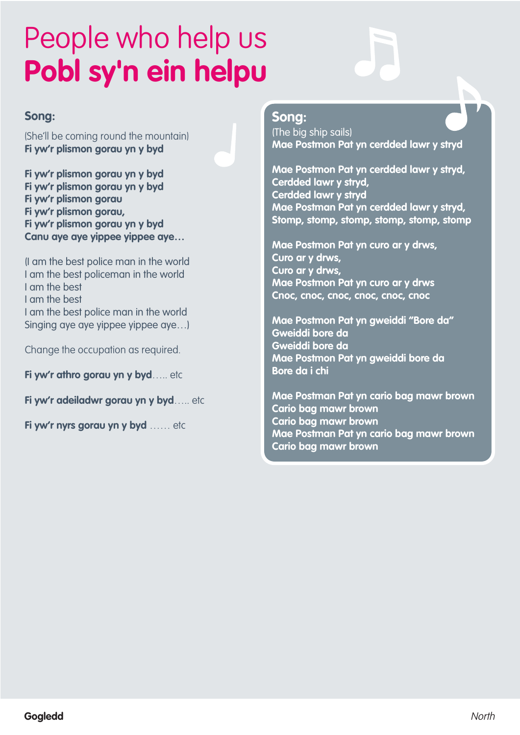# People who help us
# **Pobl sy'n ein helpu**

## Song:

(She'll be coming round the mountain)
**Fi yw'r plismon gorau yn y byd**

**Fi yw'r plismon gorau yn y byd**
**Fi yw'r plismon gorau yn y byd**
**Fi yw'r plismon gorau**
**Fi yw'r plismon gorau,**
**Fi yw'r plismon gorau yn y byd**
**Canu aye aye yippee yippee aye…**

(I am the best police man in the world
I am the best policeman in the world
I am the best
I am the best
I am the best police man in the world
Singing aye aye yippee yippee aye…)

Change the occupation as required.

**Fi yw'r athro gorau yn y byd**….. etc

**Fi yw'r adeiladwr gorau yn y byd**….. etc

**Fi yw'r nyrs gorau yn y byd** …… etc

## Song:

(The big ship sails)
**Mae Postmon Pat yn cerdded lawr y stryd**

**Mae Postmon Pat yn cerdded lawr y stryd,**
**Cerdded lawr y stryd,**
**Cerdded lawr y stryd**
**Mae Postman Pat yn cerdded lawr y stryd,**
**Stomp, stomp, stomp, stomp, stomp, stomp**

**Mae Postmon Pat yn curo ar y drws,**
**Curo ar y drws,**
**Curo ar y drws,**
**Mae Postmon Pat yn curo ar y drws**
**Cnoc, cnoc, cnoc, cnoc, cnoc, cnoc**

**Mae Postmon Pat yn gweiddi "Bore da"**
**Gweiddi bore da**
**Gweiddi bore da**
**Mae Postmon Pat yn gweiddi bore da**
**Bore da i chi**

**Mae Postman Pat yn cario bag mawr brown**
**Cario bag mawr brown**
**Cario bag mawr brown**
**Mae Postman Pat yn cario bag mawr brown**
**Cario bag mawr brown**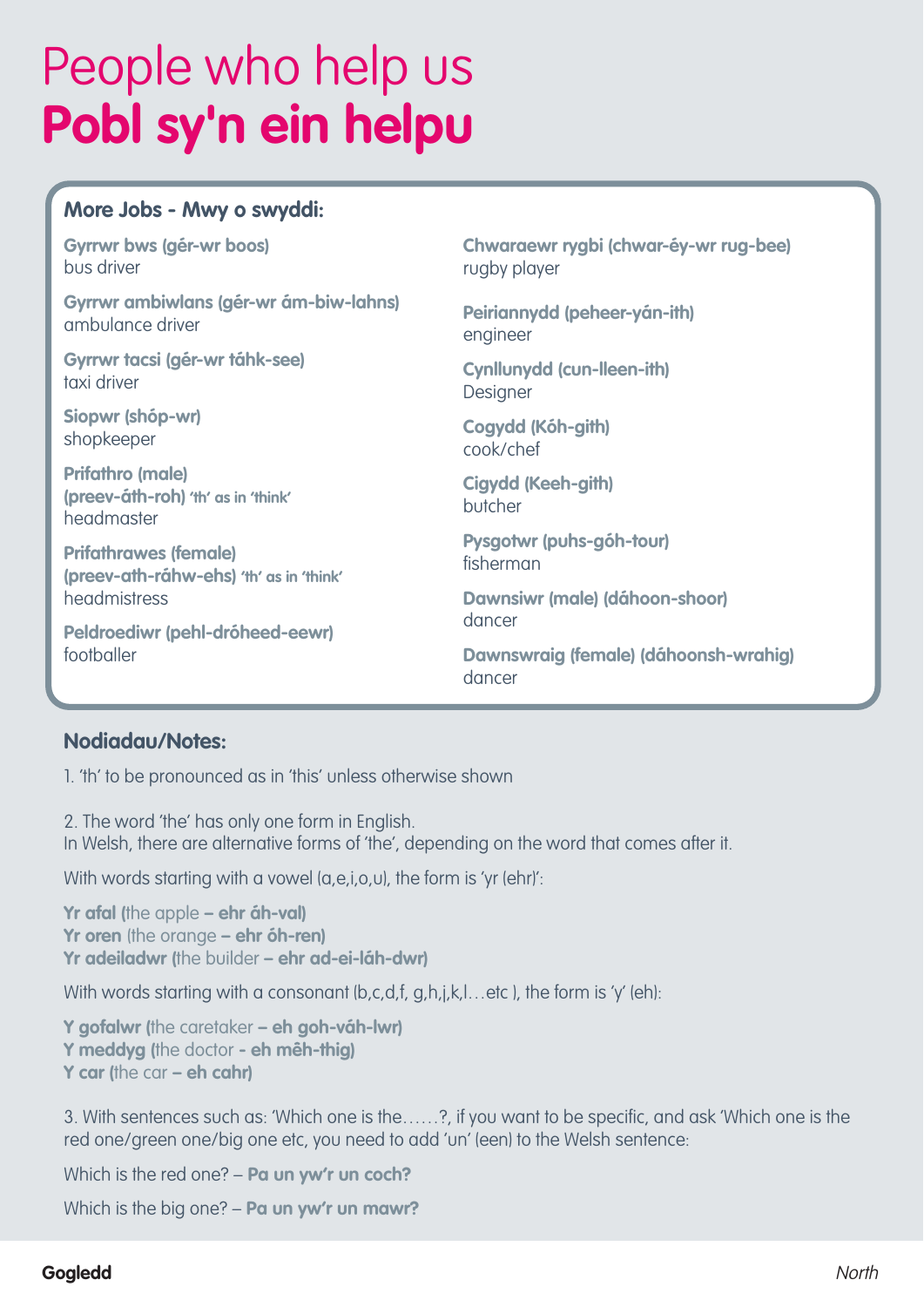# People who help us
# **Pobl sy'n ein helpu**

### More Jobs - Mwy o swyddi:

**Gyrrwr bws (gér-wr boos)**
bus driver

**Gyrrwr ambiwlans (gér-wr ám-biw-lahns)**
ambulance driver

**Gyrrwr tacsi (gér-wr táhk-see)**
taxi driver

**Siopwr (shóp-wr)**
shopkeeper

**Prifathro (male)**
**(preev-áth-roh)** 'th' as in 'think'
headmaster

**Prifathrawes (female)**
**(preev-ath-ráhw-ehs)** 'th' as in 'think'
headmistress

**Peldroediwr (pehl-dróheed-eewr)**
footballer

**Chwaraewr rygbi (chwar-éy-wr rug-bee)**
rugby player

**Peiriannydd (peheer-yán-ith)**
engineer

**Cynllunydd (cun-lleen-ith)**
Designer

**Cogydd (Kóh-gith)**
cook/chef

**Cigydd (Keeh-gith)**
butcher

**Pysgotwr (puhs-góh-tour)**
fisherman

**Dawnsiwr (male) (dáhoon-shoor)**
dancer

**Dawnswraig (female) (dáhoonsh-wrahig)**
dancer

### Nodiadau/Notes:

1. 'th' to be pronounced as in 'this' unless otherwise shown

2. The word 'the' has only one form in English.
In Welsh, there are alternative forms of 'the', depending on the word that comes after it.

With words starting with a vowel (a,e,i,o,u), the form is 'yr (ehr)':

**Yr afal** (the apple **– ehr áh-val)**
**Yr oren** (the orange **– ehr óh-ren)**
**Yr adeiladwr** (the builder **– ehr ad-ei-láh-dwr)**

With words starting with a consonant (b,c,d,f, g,h,j,k,l…etc ), the form is 'y' (eh):

**Y gofalwr** (the caretaker **– eh goh-váh-lwr)**
**Y meddyg** (the doctor **- eh mêh-thig)**
**Y car** (the car **– eh cahr)**

3. With sentences such as: 'Which one is the……?, if you want to be specific, and ask 'Which one is the red one/green one/big one etc, you need to add 'un' (een) to the Welsh sentence:

Which is the red one? – **Pa un yw'r un coch?**

Which is the big one? – **Pa un yw'r un mawr?**

**Gogledd** *North*